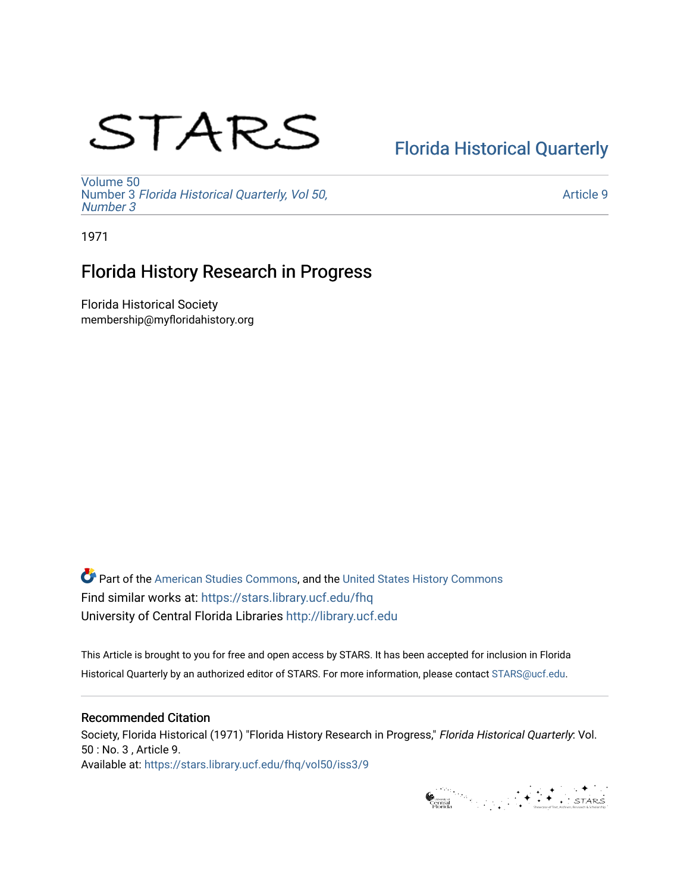STARS

Florida Historical Quarterly

Volume 50
Number 3 *Florida Historical Quarterly, Vol 50, Number 3*

Article 9

1971

# Florida History Research in Progress

Florida Historical Society
membership@myfloridahistory.org

Part of the American Studies Commons, and the United States History Commons
Find similar works at: https://stars.library.ucf.edu/fhq
University of Central Florida Libraries http://library.ucf.edu

This Article is brought to you for free and open access by STARS. It has been accepted for inclusion in Florida Historical Quarterly by an authorized editor of STARS. For more information, please contact STARS@ucf.edu.

## Recommended Citation

Society, Florida Historical (1971) "Florida History Research in Progress," *Florida Historical Quarterly*: Vol. 50 : No. 3 , Article 9.
Available at: https://stars.library.ucf.edu/fhq/vol50/iss3/9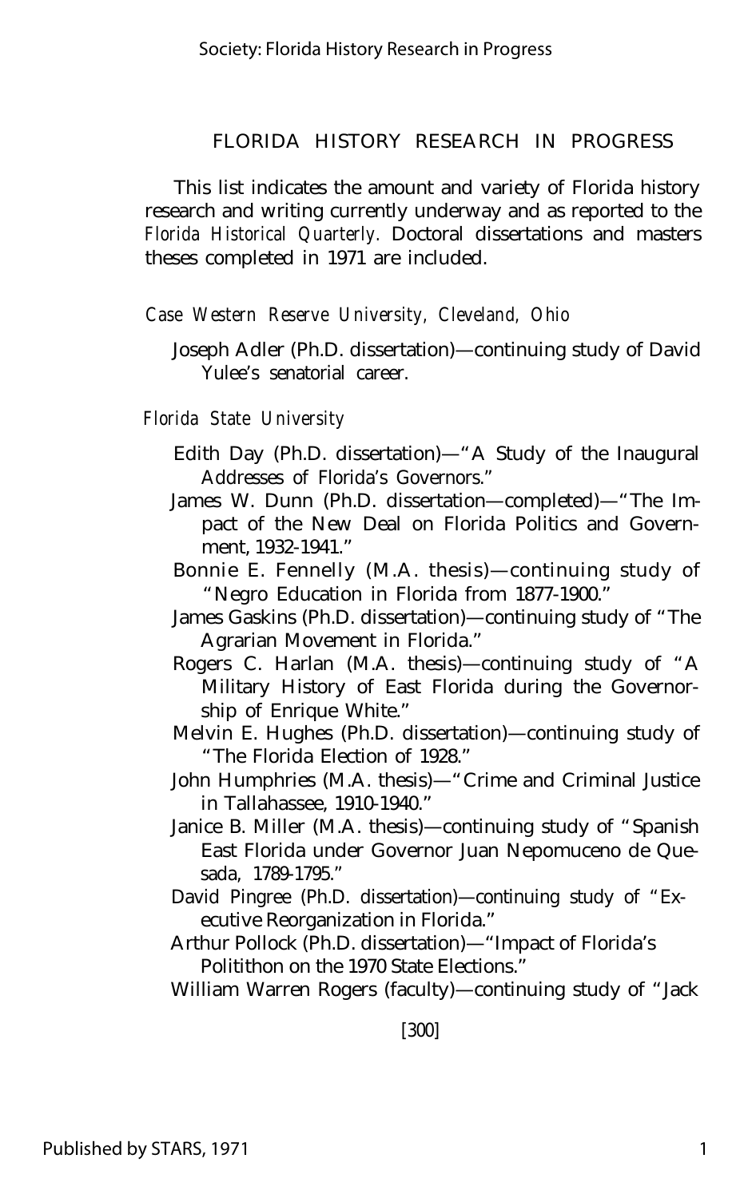# FLORIDA HISTORY RESEARCH IN PROGRESS

This list indicates the amount and variety of Florida history research and writing currently underway and as reported to the *Florida Historical Quarterly.* Doctoral dissertations and masters theses completed in 1971 are included.

*Case Western Reserve University, Cleveland, Ohio*

Joseph Adler (Ph.D. dissertation)—continuing study of David Yulee's senatorial career.

*Florida State University*

Edith Day (Ph.D. dissertation)—"A Study of the Inaugural Addresses of Florida's Governors."

James W. Dunn (Ph.D. dissertation—completed)—"The Impact of the New Deal on Florida Politics and Government, 1932-1941."

Bonnie E. Fennelly (M.A. thesis)—continuing study of "Negro Education in Florida from 1877-1900."

James Gaskins (Ph.D. dissertation)—continuing study of "The Agrarian Movement in Florida."

Rogers C. Harlan (M.A. thesis)—continuing study of "A Military History of East Florida during the Governorship of Enrique White."

Melvin E. Hughes (Ph.D. dissertation)—continuing study of "The Florida Election of 1928."

John Humphries (M.A. thesis)—"Crime and Criminal Justice in Tallahassee, 1910-1940."

Janice B. Miller (M.A. thesis)—continuing study of "Spanish East Florida under Governor Juan Nepomuceno de Quesada, 1789-1795."

David Pingree (Ph.D. dissertation)—continuing study of "Executive Reorganization in Florida."

Arthur Pollock (Ph.D. dissertation)—"Impact of Florida's Polititthon on the 1970 State Elections."

William Warren Rogers (faculty)—continuing study of "Jack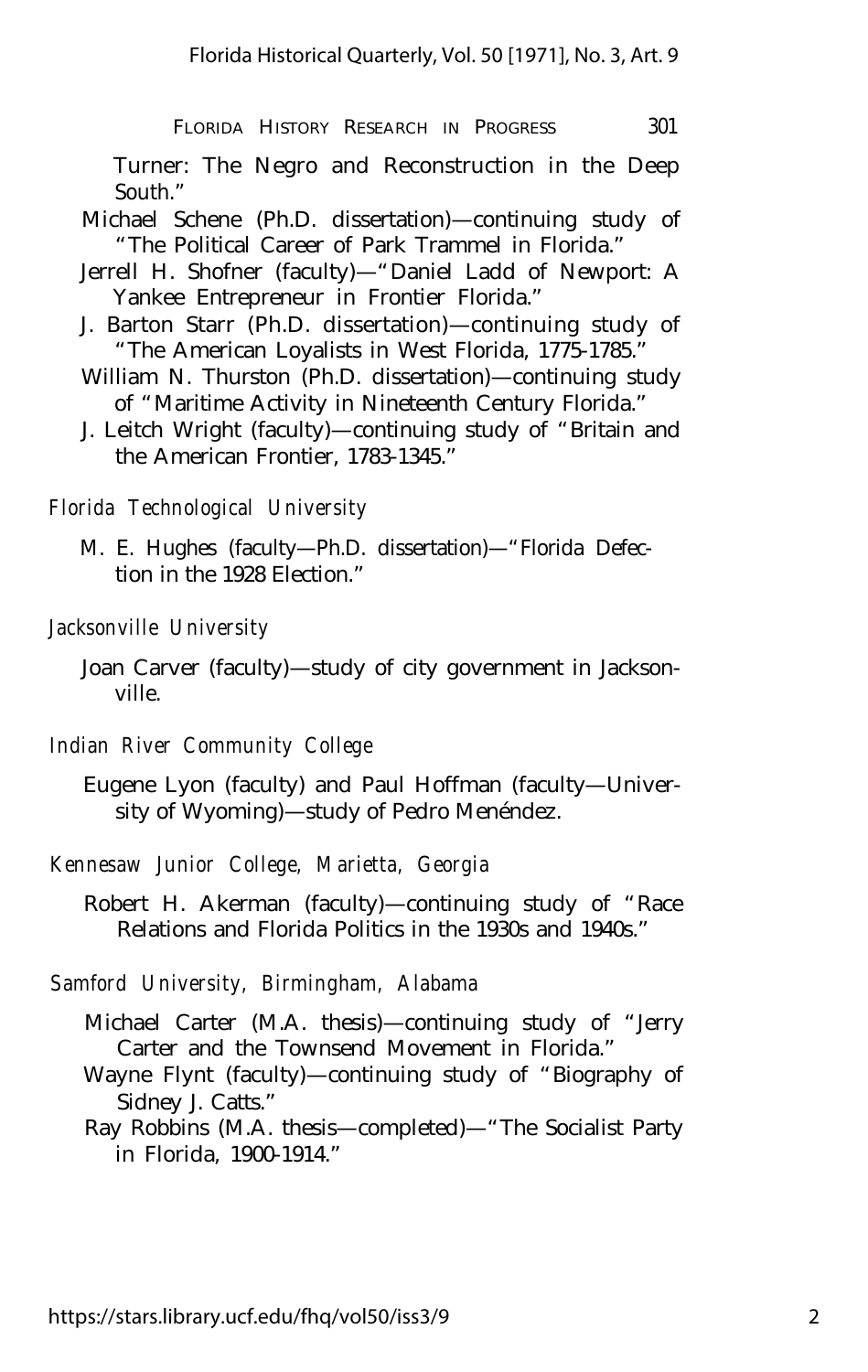Turner: The Negro and Reconstruction in the Deep South."

Michael Schene (Ph.D. dissertation)—continuing study of "The Political Career of Park Trammel in Florida."

Jerrell H. Shofner (faculty)—"Daniel Ladd of Newport: A Yankee Entrepreneur in Frontier Florida."

J. Barton Starr (Ph.D. dissertation)—continuing study of "The American Loyalists in West Florida, 1775-1785."

William N. Thurston (Ph.D. dissertation)—continuing study of "Maritime Activity in Nineteenth Century Florida."

J. Leitch Wright (faculty)—continuing study of "Britain and the American Frontier, 1783-1345."

*Florida Technological University*

M. E. Hughes (faculty—Ph.D. dissertation)—"Florida Defection in the 1928 Election."

*Jacksonville University*

Joan Carver (faculty)—study of city government in Jacksonville.

*Indian River Community College*

Eugene Lyon (faculty) and Paul Hoffman (faculty—University of Wyoming)—study of Pedro Menéndez.

*Kennesaw Junior College, Marietta, Georgia*

Robert H. Akerman (faculty)—continuing study of "Race Relations and Florida Politics in the 1930s and 1940s."

*Samford University, Birmingham, Alabama*

Michael Carter (M.A. thesis)—continuing study of "Jerry Carter and the Townsend Movement in Florida."

Wayne Flynt (faculty)—continuing study of "Biography of Sidney J. Catts."

Ray Robbins (M.A. thesis—completed)—"The Socialist Party in Florida, 1900-1914."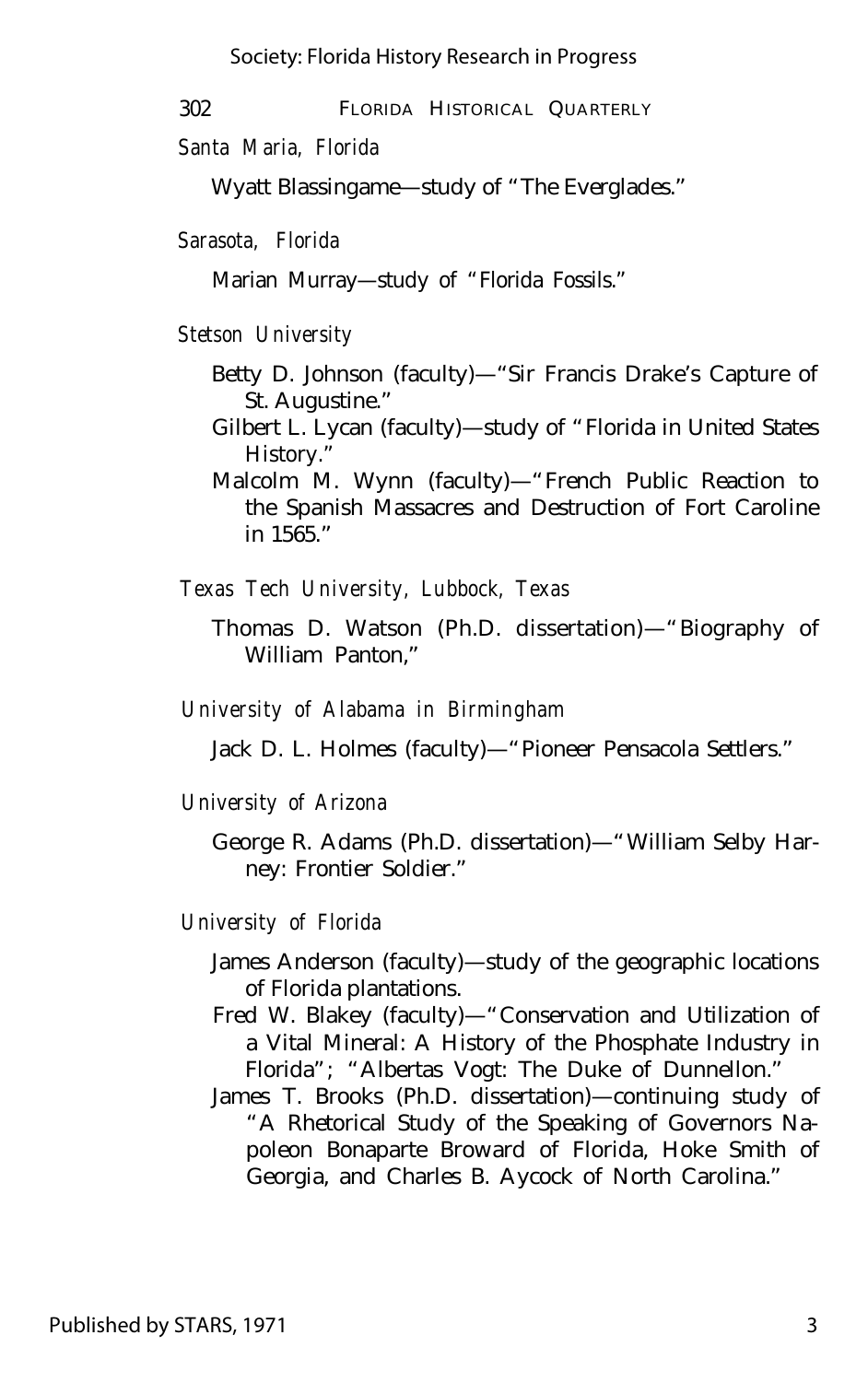*Santa Maria, Florida*

Wyatt Blassingame—study of "The Everglades."

*Sarasota, Florida*

Marian Murray—study of "Florida Fossils."

*Stetson University*

Betty D. Johnson (faculty)—"Sir Francis Drake's Capture of St. Augustine."

Gilbert L. Lycan (faculty)—study of "Florida in United States History."

Malcolm M. Wynn (faculty)—"French Public Reaction to the Spanish Massacres and Destruction of Fort Caroline in 1565."

*Texas Tech University, Lubbock, Texas*

Thomas D. Watson (Ph.D. dissertation)—"Biography of William Panton,"

*University of Alabama in Birmingham*

Jack D. L. Holmes (faculty)—"Pioneer Pensacola Settlers."

*University of Arizona*

George R. Adams (Ph.D. dissertation)—"William Selby Harney: Frontier Soldier."

*University of Florida*

James Anderson (faculty)—study of the geographic locations of Florida plantations.

Fred W. Blakey (faculty)—"Conservation and Utilization of a Vital Mineral: A History of the Phosphate Industry in Florida"; "Albertas Vogt: The Duke of Dunnellon."

James T. Brooks (Ph.D. dissertation)—continuing study of "A Rhetorical Study of the Speaking of Governors Napoleon Bonaparte Broward of Florida, Hoke Smith of Georgia, and Charles B. Aycock of North Carolina."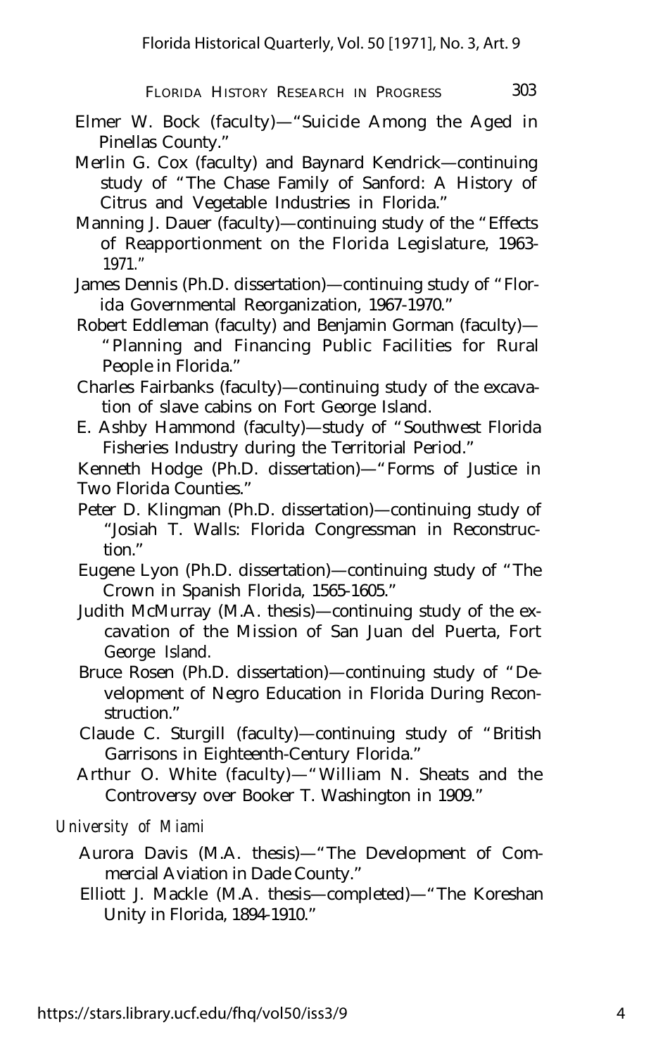Elmer W. Bock (faculty)—"Suicide Among the Aged in Pinellas County."

Merlin G. Cox (faculty) and Baynard Kendrick—continuing study of "The Chase Family of Sanford: A History of Citrus and Vegetable Industries in Florida."

Manning J. Dauer (faculty)—continuing study of the "Effects of Reapportionment on the Florida Legislature, 1963-1971."

James Dennis (Ph.D. dissertation)—continuing study of "Florida Governmental Reorganization, 1967-1970."

Robert Eddleman (faculty) and Benjamin Gorman (faculty)—"Planning and Financing Public Facilities for Rural People in Florida."

Charles Fairbanks (faculty)—continuing study of the excavation of slave cabins on Fort George Island.

E. Ashby Hammond (faculty)—study of "Southwest Florida Fisheries Industry during the Territorial Period."

Kenneth Hodge (Ph.D. dissertation)—"Forms of Justice in Two Florida Counties."

Peter D. Klingman (Ph.D. dissertation)—continuing study of "Josiah T. Walls: Florida Congressman in Reconstruction."

Eugene Lyon (Ph.D. dissertation)—continuing study of "The Crown in Spanish Florida, 1565-1605."

Judith McMurray (M.A. thesis)—continuing study of the excavation of the Mission of San Juan del Puerta, Fort George Island.

Bruce Rosen (Ph.D. dissertation)—continuing study of "Development of Negro Education in Florida During Reconstruction."

Claude C. Sturgill (faculty)—continuing study of "British Garrisons in Eighteenth-Century Florida."

Arthur O. White (faculty)—"William N. Sheats and the Controversy over Booker T. Washington in 1909."

*University of Miami*

Aurora Davis (M.A. thesis)—"The Development of Commercial Aviation in Dade County."

Elliott J. Mackle (M.A. thesis—completed)—"The Koreshan Unity in Florida, 1894-1910."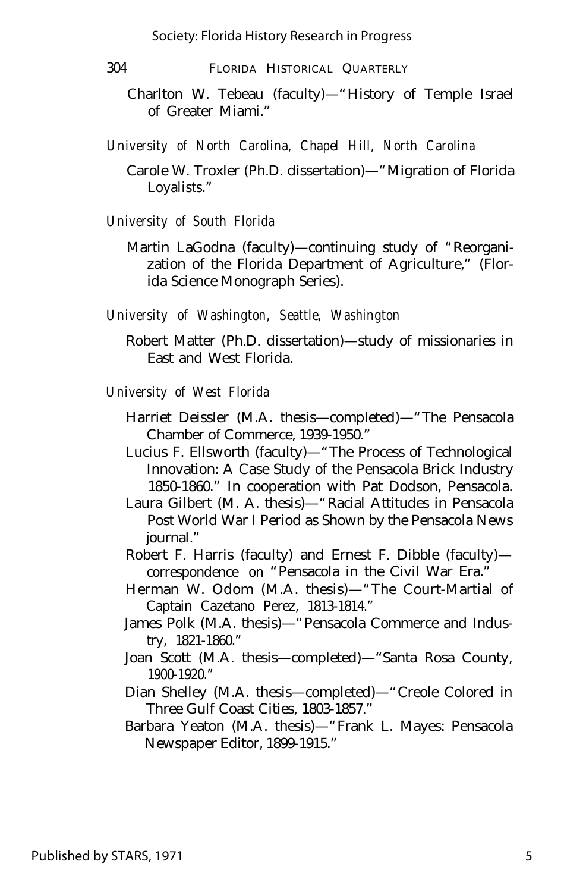Charlton W. Tebeau (faculty)—"History of Temple Israel of Greater Miami."

*University of North Carolina, Chapel Hill, North Carolina*

Carole W. Troxler (Ph.D. dissertation)—"Migration of Florida Loyalists."

*University of South Florida*

Martin LaGodna (faculty)—continuing study of "Reorganization of the Florida Department of Agriculture," (Florida Science Monograph Series).

*University of Washington, Seattle, Washington*

Robert Matter (Ph.D. dissertation)—study of missionaries in East and West Florida.

*University of West Florida*

Harriet Deissler (M.A. thesis—completed)—"The Pensacola Chamber of Commerce, 1939-1950."

Lucius F. Ellsworth (faculty)—"The Process of Technological Innovation: A Case Study of the Pensacola Brick Industry 1850-1860." In cooperation with Pat Dodson, Pensacola.

Laura Gilbert (M. A. thesis)—"Racial Attitudes in Pensacola Post World War I Period as Shown by the Pensacola News journal."

Robert F. Harris (faculty) and Ernest F. Dibble (faculty)—correspondence on "Pensacola in the Civil War Era."

Herman W. Odom (M.A. thesis)—"The Court-Martial of Captain Cazetano Perez, 1813-1814."

James Polk (M.A. thesis)—"Pensacola Commerce and Industry, 1821-1860."

Joan Scott (M.A. thesis—completed)—"Santa Rosa County, 1900-1920."

Dian Shelley (M.A. thesis—completed)—"Creole Colored in Three Gulf Coast Cities, 1803-1857."

Barbara Yeaton (M.A. thesis)—"Frank L. Mayes: Pensacola Newspaper Editor, 1899-1915."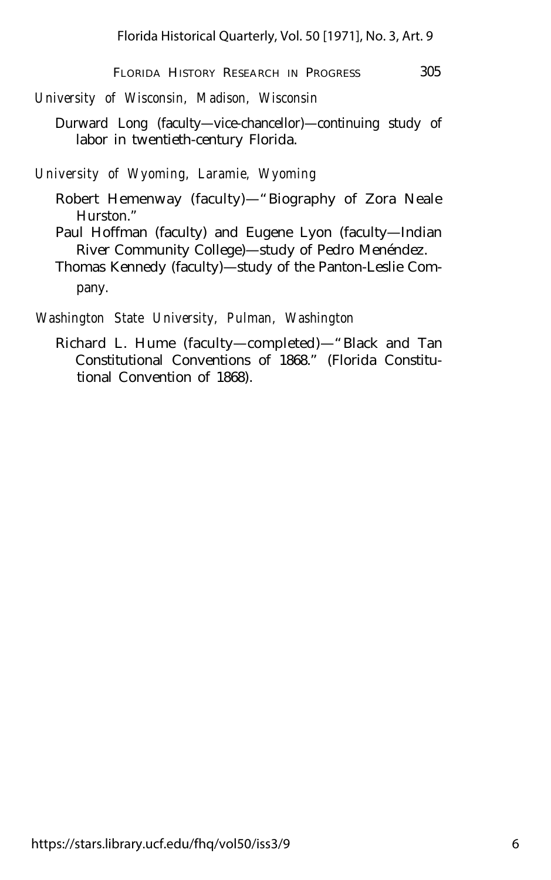*University of Wisconsin, Madison, Wisconsin*

Durward Long (faculty—vice-chancellor)—continuing study of labor in twentieth-century Florida.

*University of Wyoming, Laramie, Wyoming*

Robert Hemenway (faculty)—"Biography of Zora Neale Hurston."

Paul Hoffman (faculty) and Eugene Lyon (faculty—Indian River Community College)—study of Pedro Menéndez.

Thomas Kennedy (faculty)—study of the Panton-Leslie Company.

*Washington State University, Pulman, Washington*

Richard L. Hume (faculty—completed)—"Black and Tan Constitutional Conventions of 1868." (Florida Constitutional Convention of 1868).